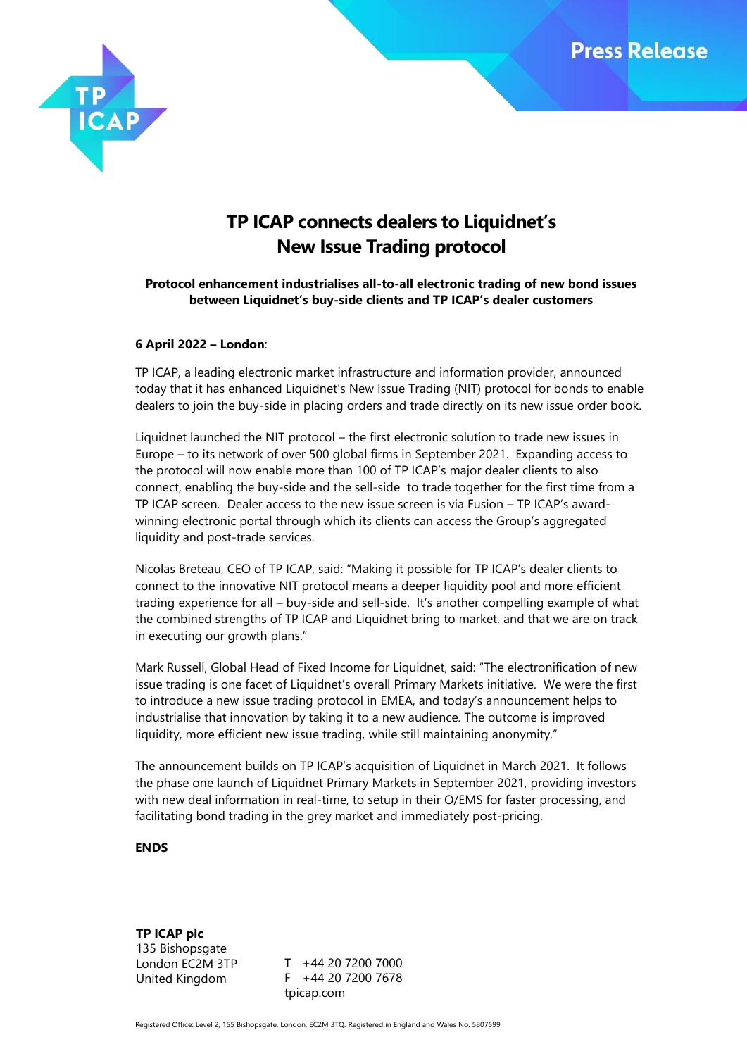Press Release

# TP ICAP connects dealers to Liquidnet's New Issue Trading protocol

**Protocol enhancement industrialises all-to-all electronic trading of new bond issues between Liquidnet's buy-side clients and TP ICAP's dealer customers**

**6 April 2022 – London**:

TP ICAP, a leading electronic market infrastructure and information provider, announced today that it has enhanced Liquidnet's New Issue Trading (NIT) protocol for bonds to enable dealers to join the buy-side in placing orders and trade directly on its new issue order book.

Liquidnet launched the NIT protocol – the first electronic solution to trade new issues in Europe – to its network of over 500 global firms in September 2021. Expanding access to the protocol will now enable more than 100 of TP ICAP's major dealer clients to also connect, enabling the buy-side and the sell-side to trade together for the first time from a TP ICAP screen. Dealer access to the new issue screen is via Fusion – TP ICAP's award-winning electronic portal through which its clients can access the Group's aggregated liquidity and post-trade services.

Nicolas Breteau, CEO of TP ICAP, said: "Making it possible for TP ICAP's dealer clients to connect to the innovative NIT protocol means a deeper liquidity pool and more efficient trading experience for all – buy-side and sell-side. It's another compelling example of what the combined strengths of TP ICAP and Liquidnet bring to market, and that we are on track in executing our growth plans."

Mark Russell, Global Head of Fixed Income for Liquidnet, said: "The electronification of new issue trading is one facet of Liquidnet's overall Primary Markets initiative. We were the first to introduce a new issue trading protocol in EMEA, and today's announcement helps to industrialise that innovation by taking it to a new audience. The outcome is improved liquidity, more efficient new issue trading, while still maintaining anonymity."

The announcement builds on TP ICAP's acquisition of Liquidnet in March 2021. It follows the phase one launch of Liquidnet Primary Markets in September 2021, providing investors with new deal information in real-time, to setup in their O/EMS for faster processing, and facilitating bond trading in the grey market and immediately post-pricing.

**ENDS**

**TP ICAP plc**
135 Bishopsgate
London EC2M 3TP
United Kingdom

T +44 20 7200 7000
F +44 20 7200 7678
tpicap.com

Registered Office: Level 2, 155 Bishopsgate, London, EC2M 3TQ. Registered in England and Wales No. 5807599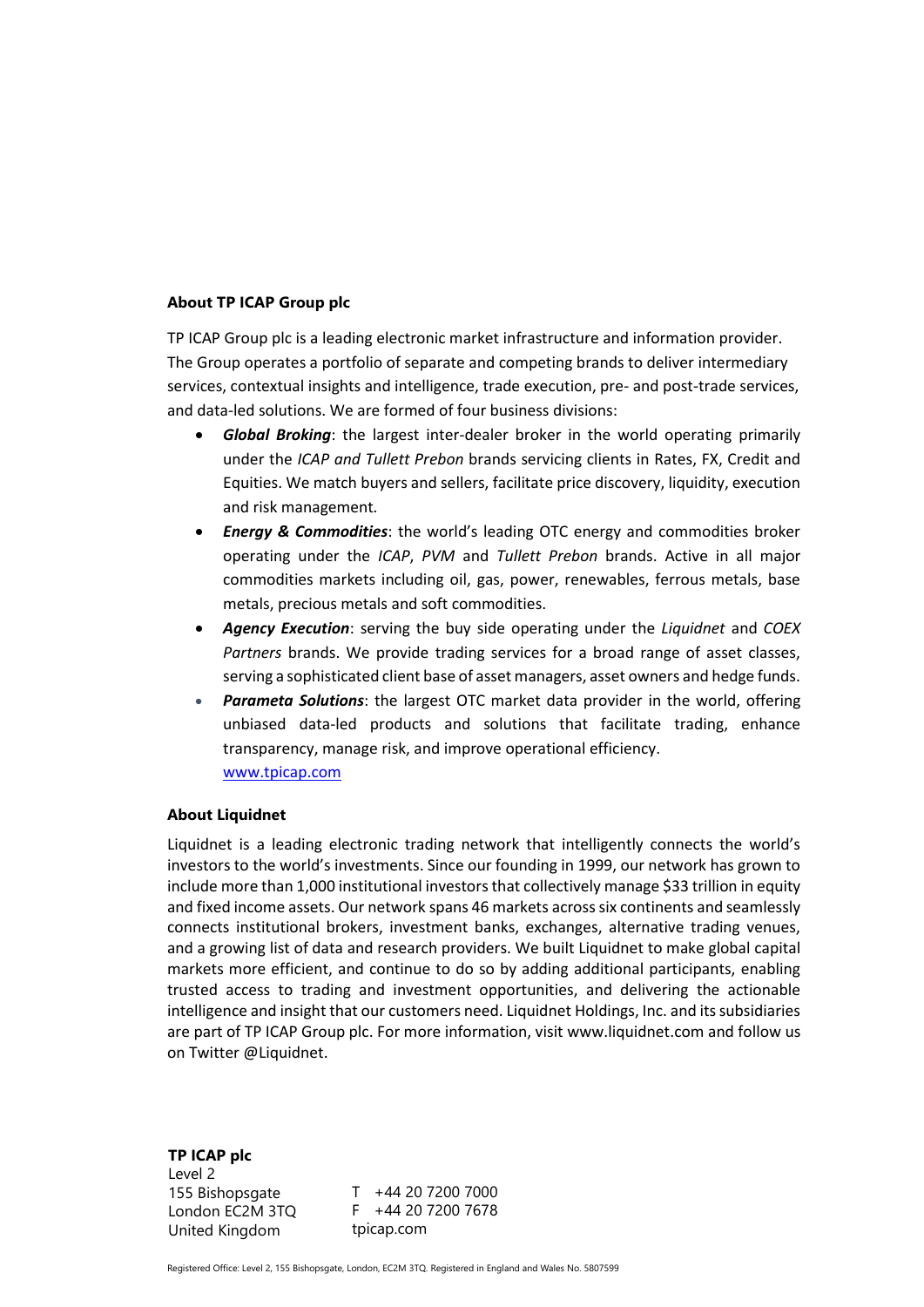**About TP ICAP Group plc**

TP ICAP Group plc is a leading electronic market infrastructure and information provider. The Group operates a portfolio of separate and competing brands to deliver intermediary services, contextual insights and intelligence, trade execution, pre- and post-trade services, and data-led solutions. We are formed of four business divisions:

- ***Global Broking***: the largest inter-dealer broker in the world operating primarily under the *ICAP and Tullett Prebon* brands servicing clients in Rates, FX, Credit and Equities. We match buyers and sellers, facilitate price discovery, liquidity, execution and risk management.
- ***Energy & Commodities***: the world's leading OTC energy and commodities broker operating under the *ICAP*, *PVM* and *Tullett Prebon* brands. Active in all major commodities markets including oil, gas, power, renewables, ferrous metals, base metals, precious metals and soft commodities.
- ***Agency Execution***: serving the buy side operating under the *Liquidnet* and *COEX Partners* brands. We provide trading services for a broad range of asset classes, serving a sophisticated client base of asset managers, asset owners and hedge funds.
- ***Parameta Solutions***: the largest OTC market data provider in the world, offering unbiased data-led products and solutions that facilitate trading, enhance transparency, manage risk, and improve operational efficiency.
  www.tpicap.com

**About Liquidnet**

Liquidnet is a leading electronic trading network that intelligently connects the world's investors to the world's investments. Since our founding in 1999, our network has grown to include more than 1,000 institutional investors that collectively manage $33 trillion in equity and fixed income assets. Our network spans 46 markets across six continents and seamlessly connects institutional brokers, investment banks, exchanges, alternative trading venues, and a growing list of data and research providers. We built Liquidnet to make global capital markets more efficient, and continue to do so by adding additional participants, enabling trusted access to trading and investment opportunities, and delivering the actionable intelligence and insight that our customers need. Liquidnet Holdings, Inc. and its subsidiaries are part of TP ICAP Group plc. For more information, visit www.liquidnet.com and follow us on Twitter @Liquidnet.

**TP ICAP plc**
Level 2
155 Bishopsgate
London EC2M 3TQ
United Kingdom

T +44 20 7200 7000
F +44 20 7200 7678
tpicap.com

Registered Office: Level 2, 155 Bishopsgate, London, EC2M 3TQ. Registered in England and Wales No. 5807599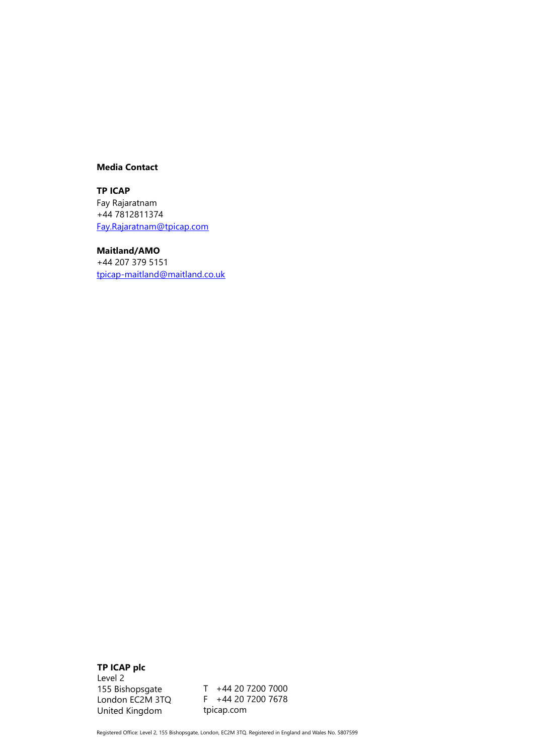**Media Contact**

**TP ICAP**
Fay Rajaratnam
+44 7812811374
Fay.Rajaratnam@tpicap.com

**Maitland/AMO**
+44 207 379 5151
tpicap-maitland@maitland.co.uk

**TP ICAP plc**
Level 2
155 Bishopsgate
London EC2M 3TQ
United Kingdom

T +44 20 7200 7000
F +44 20 7200 7678
tpicap.com

Registered Office: Level 2, 155 Bishopsgate, London, EC2M 3TQ. Registered in England and Wales No. 5807599